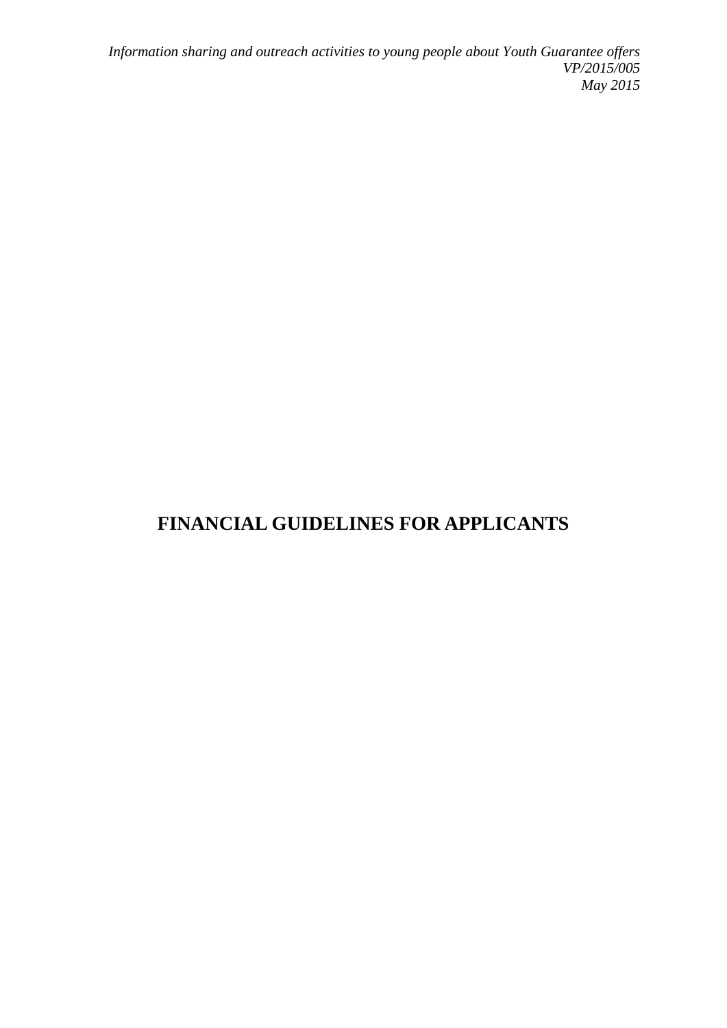*Information sharing and outreach activities to young people about Youth Guarantee offers*
*VP/2015/005*
*May 2015*

# FINANCIAL GUIDELINES FOR APPLICANTS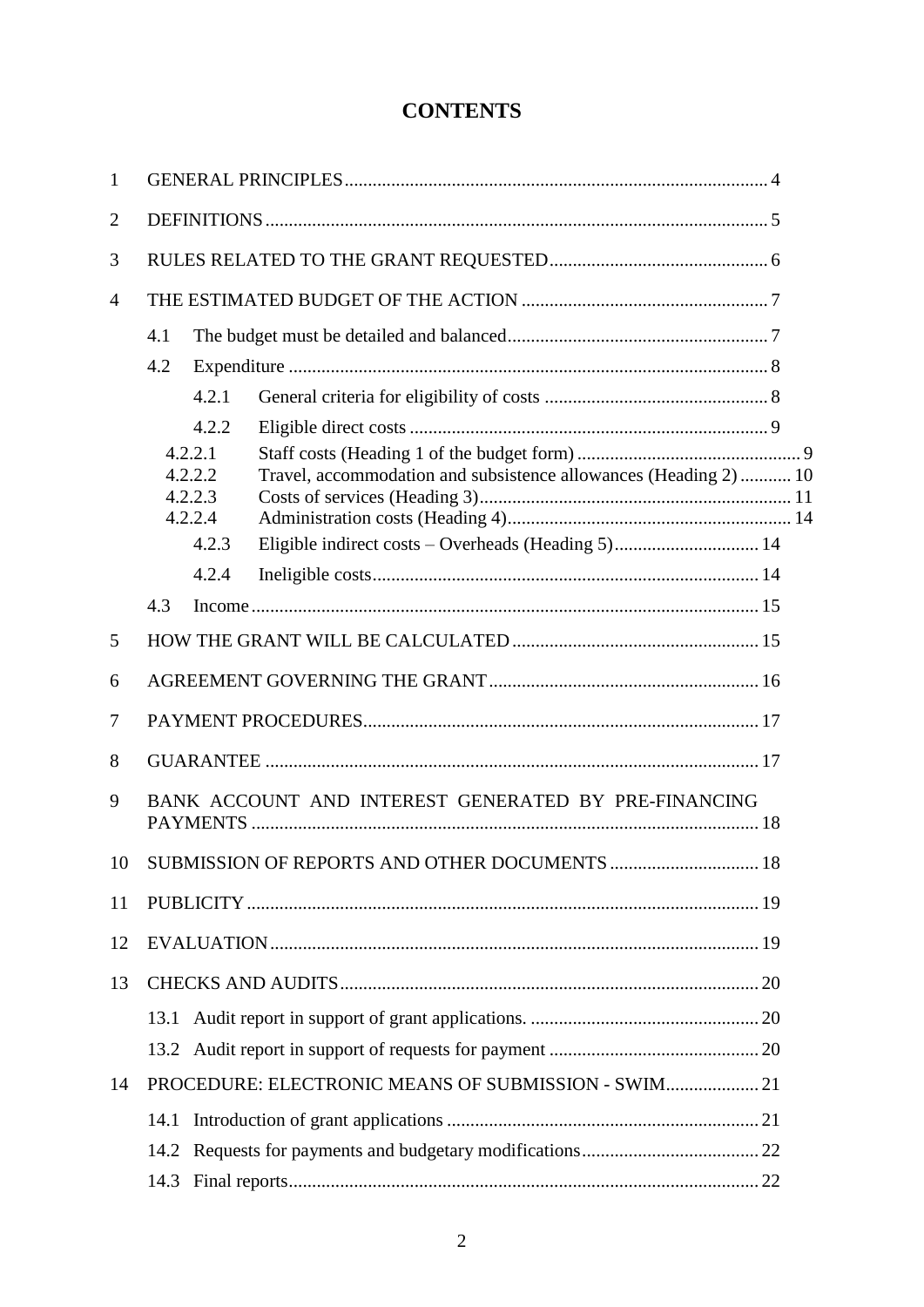# CONTENTS

1 GENERAL PRINCIPLES .......... 4

2 DEFINITIONS .......... 5

3 RULES RELATED TO THE GRANT REQUESTED .......... 6

4 THE ESTIMATED BUDGET OF THE ACTION .......... 7

- 4.1 The budget must be detailed and balanced .......... 7
- 4.2 Expenditure .......... 8
  - 4.2.1 General criteria for eligibility of costs .......... 8
  - 4.2.2 Eligible direct costs .......... 9
    - 4.2.2.1 Staff costs (Heading 1 of the budget form) .......... 9
    - 4.2.2.2 Travel, accommodation and subsistence allowances (Heading 2) .......... 10
    - 4.2.2.3 Costs of services (Heading 3) .......... 11
    - 4.2.2.4 Administration costs (Heading 4) .......... 14
  - 4.2.3 Eligible indirect costs – Overheads (Heading 5) .......... 14
  - 4.2.4 Ineligible costs .......... 14
- 4.3 Income .......... 15

5 HOW THE GRANT WILL BE CALCULATED .......... 15

6 AGREEMENT GOVERNING THE GRANT .......... 16

7 PAYMENT PROCEDURES .......... 17

8 GUARANTEE .......... 17

9 BANK ACCOUNT AND INTEREST GENERATED BY PRE-FINANCING PAYMENTS .......... 18

10 SUBMISSION OF REPORTS AND OTHER DOCUMENTS .......... 18

11 PUBLICITY .......... 19

12 EVALUATION .......... 19

13 CHECKS AND AUDITS .......... 20

- 13.1 Audit report in support of grant applications. .......... 20
- 13.2 Audit report in support of requests for payment .......... 20

14 PROCEDURE: ELECTRONIC MEANS OF SUBMISSION - SWIM .......... 21

- 14.1 Introduction of grant applications .......... 21
- 14.2 Requests for payments and budgetary modifications .......... 22
- 14.3 Final reports .......... 22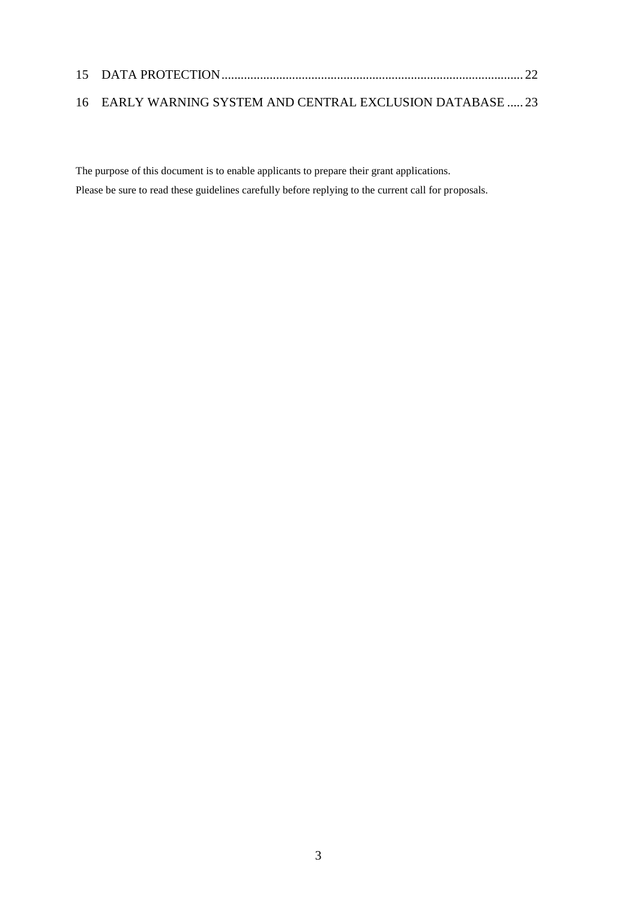15 DATA PROTECTION ............................................................................................ 22

16 EARLY WARNING SYSTEM AND CENTRAL EXCLUSION DATABASE ..... 23

The purpose of this document is to enable applicants to prepare their grant applications.

Please be sure to read these guidelines carefully before replying to the current call for proposals.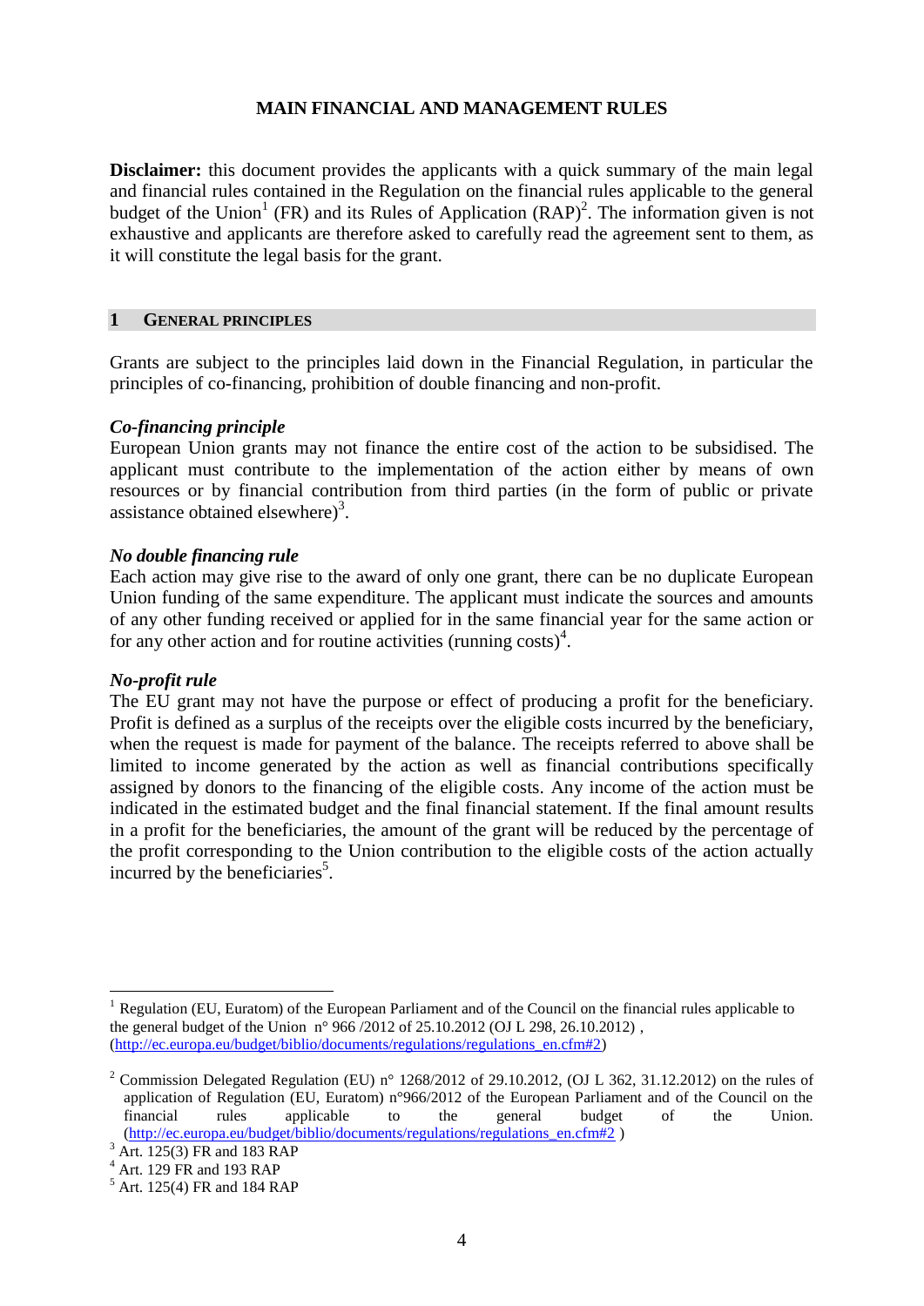**MAIN FINANCIAL AND MANAGEMENT RULES**

**Disclaimer:** this document provides the applicants with a quick summary of the main legal and financial rules contained in the Regulation on the financial rules applicable to the general budget of the Union[1] (FR) and its Rules of Application (RAP)[2]. The information given is not exhaustive and applicants are therefore asked to carefully read the agreement sent to them, as it will constitute the legal basis for the grant.

## 1 GENERAL PRINCIPLES

Grants are subject to the principles laid down in the Financial Regulation, in particular the principles of co-financing, prohibition of double financing and non-profit.

***Co-financing principle***

European Union grants may not finance the entire cost of the action to be subsidised. The applicant must contribute to the implementation of the action either by means of own resources or by financial contribution from third parties (in the form of public or private assistance obtained elsewhere)[3].

***No double financing rule***

Each action may give rise to the award of only one grant, there can be no duplicate European Union funding of the same expenditure. The applicant must indicate the sources and amounts of any other funding received or applied for in the same financial year for the same action or for any other action and for routine activities (running costs)[4].

***No-profit rule***

The EU grant may not have the purpose or effect of producing a profit for the beneficiary. Profit is defined as a surplus of the receipts over the eligible costs incurred by the beneficiary, when the request is made for payment of the balance. The receipts referred to above shall be limited to income generated by the action as well as financial contributions specifically assigned by donors to the financing of the eligible costs. Any income of the action must be indicated in the estimated budget and the final financial statement. If the final amount results in a profit for the beneficiaries, the amount of the grant will be reduced by the percentage of the profit corresponding to the Union contribution to the eligible costs of the action actually incurred by the beneficiaries[5].

---

[1] Regulation (EU, Euratom) of the European Parliament and of the Council on the financial rules applicable to the general budget of the Union n° 966 /2012 of 25.10.2012 (OJ L 298, 26.10.2012) , (http://ec.europa.eu/budget/biblio/documents/regulations/regulations_en.cfm#2)

[2] Commission Delegated Regulation (EU) n° 1268/2012 of 29.10.2012, (OJ L 362, 31.12.2012) on the rules of application of Regulation (EU, Euratom) n°966/2012 of the European Parliament and of the Council on the financial rules applicable to the general budget of the Union. (http://ec.europa.eu/budget/biblio/documents/regulations/regulations_en.cfm#2 )

[3] Art. 125(3) FR and 183 RAP

[4] Art. 129 FR and 193 RAP

[5] Art. 125(4) FR and 184 RAP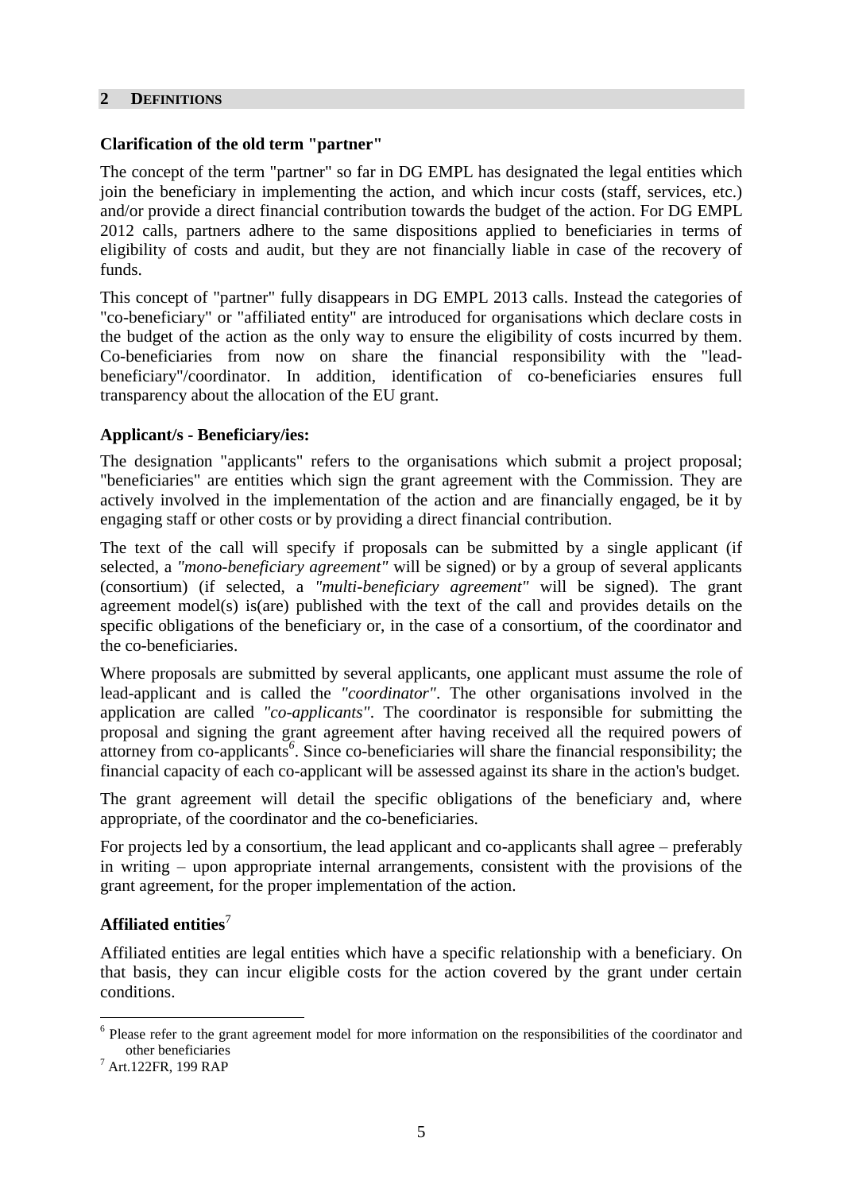## 2 DEFINITIONS

**Clarification of the old term "partner"**

The concept of the term "partner" so far in DG EMPL has designated the legal entities which join the beneficiary in implementing the action, and which incur costs (staff, services, etc.) and/or provide a direct financial contribution towards the budget of the action. For DG EMPL 2012 calls, partners adhere to the same dispositions applied to beneficiaries in terms of eligibility of costs and audit, but they are not financially liable in case of the recovery of funds.

This concept of "partner" fully disappears in DG EMPL 2013 calls. Instead the categories of "co-beneficiary" or "affiliated entity" are introduced for organisations which declare costs in the budget of the action as the only way to ensure the eligibility of costs incurred by them. Co-beneficiaries from now on share the financial responsibility with the "lead-beneficiary"/coordinator. In addition, identification of co-beneficiaries ensures full transparency about the allocation of the EU grant.

**Applicant/s - Beneficiary/ies:**

The designation "applicants" refers to the organisations which submit a project proposal; "beneficiaries" are entities which sign the grant agreement with the Commission. They are actively involved in the implementation of the action and are financially engaged, be it by engaging staff or other costs or by providing a direct financial contribution.

The text of the call will specify if proposals can be submitted by a single applicant (if selected, a *"mono-beneficiary agreement"* will be signed) or by a group of several applicants (consortium) (if selected, a *"multi-beneficiary agreement"* will be signed). The grant agreement model(s) is(are) published with the text of the call and provides details on the specific obligations of the beneficiary or, in the case of a consortium, of the coordinator and the co-beneficiaries.

Where proposals are submitted by several applicants, one applicant must assume the role of lead-applicant and is called the *"coordinator"*. The other organisations involved in the application are called *"co-applicants"*. The coordinator is responsible for submitting the proposal and signing the grant agreement after having received all the required powers of attorney from co-applicants[6]. Since co-beneficiaries will share the financial responsibility; the financial capacity of each co-applicant will be assessed against its share in the action's budget.

The grant agreement will detail the specific obligations of the beneficiary and, where appropriate, of the coordinator and the co-beneficiaries.

For projects led by a consortium, the lead applicant and co-applicants shall agree – preferably in writing – upon appropriate internal arrangements, consistent with the provisions of the grant agreement, for the proper implementation of the action.

**Affiliated entities**[7]

Affiliated entities are legal entities which have a specific relationship with a beneficiary. On that basis, they can incur eligible costs for the action covered by the grant under certain conditions.

---

[6] Please refer to the grant agreement model for more information on the responsibilities of the coordinator and other beneficiaries

[7] Art.122FR, 199 RAP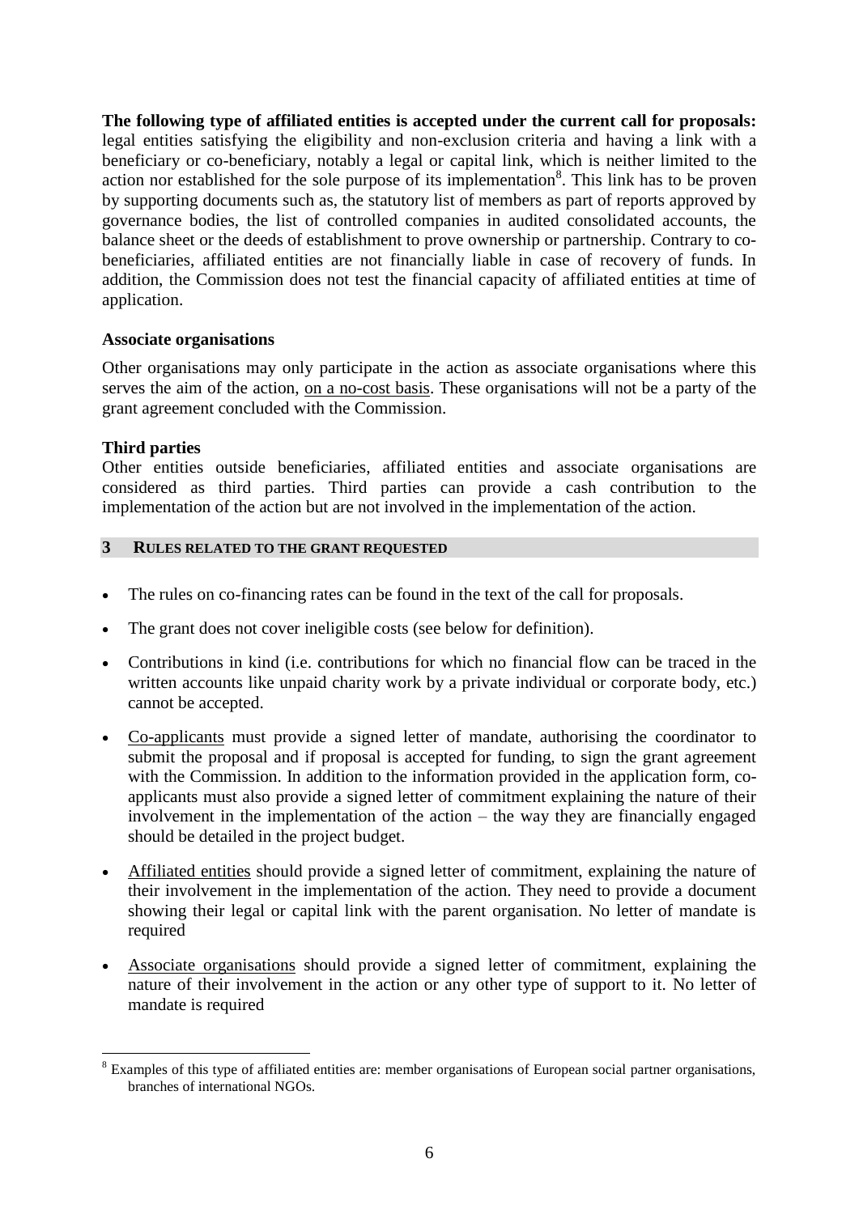**The following type of affiliated entities is accepted under the current call for proposals:** legal entities satisfying the eligibility and non-exclusion criteria and having a link with a beneficiary or co-beneficiary, notably a legal or capital link, which is neither limited to the action nor established for the sole purpose of its implementation[8]. This link has to be proven by supporting documents such as, the statutory list of members as part of reports approved by governance bodies, the list of controlled companies in audited consolidated accounts, the balance sheet or the deeds of establishment to prove ownership or partnership. Contrary to co-beneficiaries, affiliated entities are not financially liable in case of recovery of funds. In addition, the Commission does not test the financial capacity of affiliated entities at time of application.

**Associate organisations**

Other organisations may only participate in the action as associate organisations where this serves the aim of the action, on a no-cost basis. These organisations will not be a party of the grant agreement concluded with the Commission.

**Third parties**

Other entities outside beneficiaries, affiliated entities and associate organisations are considered as third parties. Third parties can provide a cash contribution to the implementation of the action but are not involved in the implementation of the action.

## 3 RULES RELATED TO THE GRANT REQUESTED

- The rules on co-financing rates can be found in the text of the call for proposals.
- The grant does not cover ineligible costs (see below for definition).
- Contributions in kind (i.e. contributions for which no financial flow can be traced in the written accounts like unpaid charity work by a private individual or corporate body, etc.) cannot be accepted.
- Co-applicants must provide a signed letter of mandate, authorising the coordinator to submit the proposal and if proposal is accepted for funding, to sign the grant agreement with the Commission. In addition to the information provided in the application form, co-applicants must also provide a signed letter of commitment explaining the nature of their involvement in the implementation of the action – the way they are financially engaged should be detailed in the project budget.
- Affiliated entities should provide a signed letter of commitment, explaining the nature of their involvement in the implementation of the action. They need to provide a document showing their legal or capital link with the parent organisation. No letter of mandate is required
- Associate organisations should provide a signed letter of commitment, explaining the nature of their involvement in the action or any other type of support to it. No letter of mandate is required

---

[8] Examples of this type of affiliated entities are: member organisations of European social partner organisations, branches of international NGOs.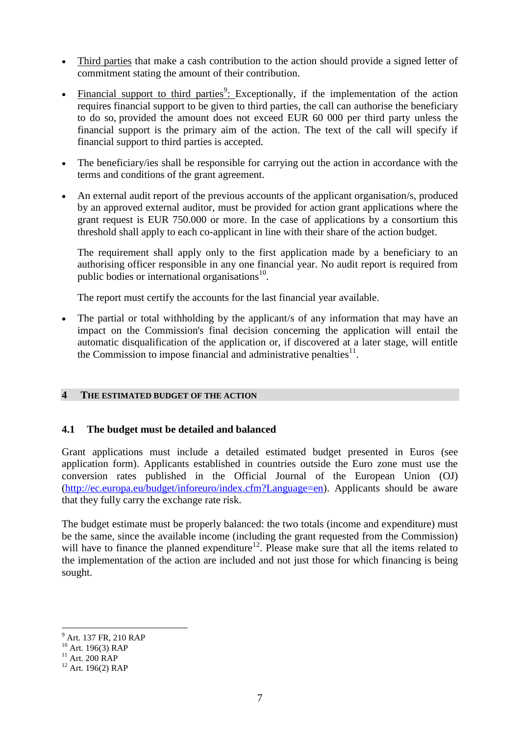- Third parties that make a cash contribution to the action should provide a signed letter of commitment stating the amount of their contribution.

- Financial support to third parties[9]: Exceptionally, if the implementation of the action requires financial support to be given to third parties, the call can authorise the beneficiary to do so, provided the amount does not exceed EUR 60 000 per third party unless the financial support is the primary aim of the action. The text of the call will specify if financial support to third parties is accepted.

- The beneficiary/ies shall be responsible for carrying out the action in accordance with the terms and conditions of the grant agreement.

- An external audit report of the previous accounts of the applicant organisation/s, produced by an approved external auditor, must be provided for action grant applications where the grant request is EUR 750.000 or more. In the case of applications by a consortium this threshold shall apply to each co-applicant in line with their share of the action budget.

  The requirement shall apply only to the first application made by a beneficiary to an authorising officer responsible in any one financial year. No audit report is required from public bodies or international organisations[10].

  The report must certify the accounts for the last financial year available.

- The partial or total withholding by the applicant/s of any information that may have an impact on the Commission's final decision concerning the application will entail the automatic disqualification of the application or, if discovered at a later stage, will entitle the Commission to impose financial and administrative penalties[11].

## 4 The estimated budget of the action

### 4.1 The budget must be detailed and balanced

Grant applications must include a detailed estimated budget presented in Euros (see application form). Applicants established in countries outside the Euro zone must use the conversion rates published in the Official Journal of the European Union (OJ) (http://ec.europa.eu/budget/inforeuro/index.cfm?Language=en). Applicants should be aware that they fully carry the exchange rate risk.

The budget estimate must be properly balanced: the two totals (income and expenditure) must be the same, since the available income (including the grant requested from the Commission) will have to finance the planned expenditure[12]. Please make sure that all the items related to the implementation of the action are included and not just those for which financing is being sought.

---

[9] Art. 137 FR, 210 RAP

[10] Art. 196(3) RAP

[11] Art. 200 RAP

[12] Art. 196(2) RAP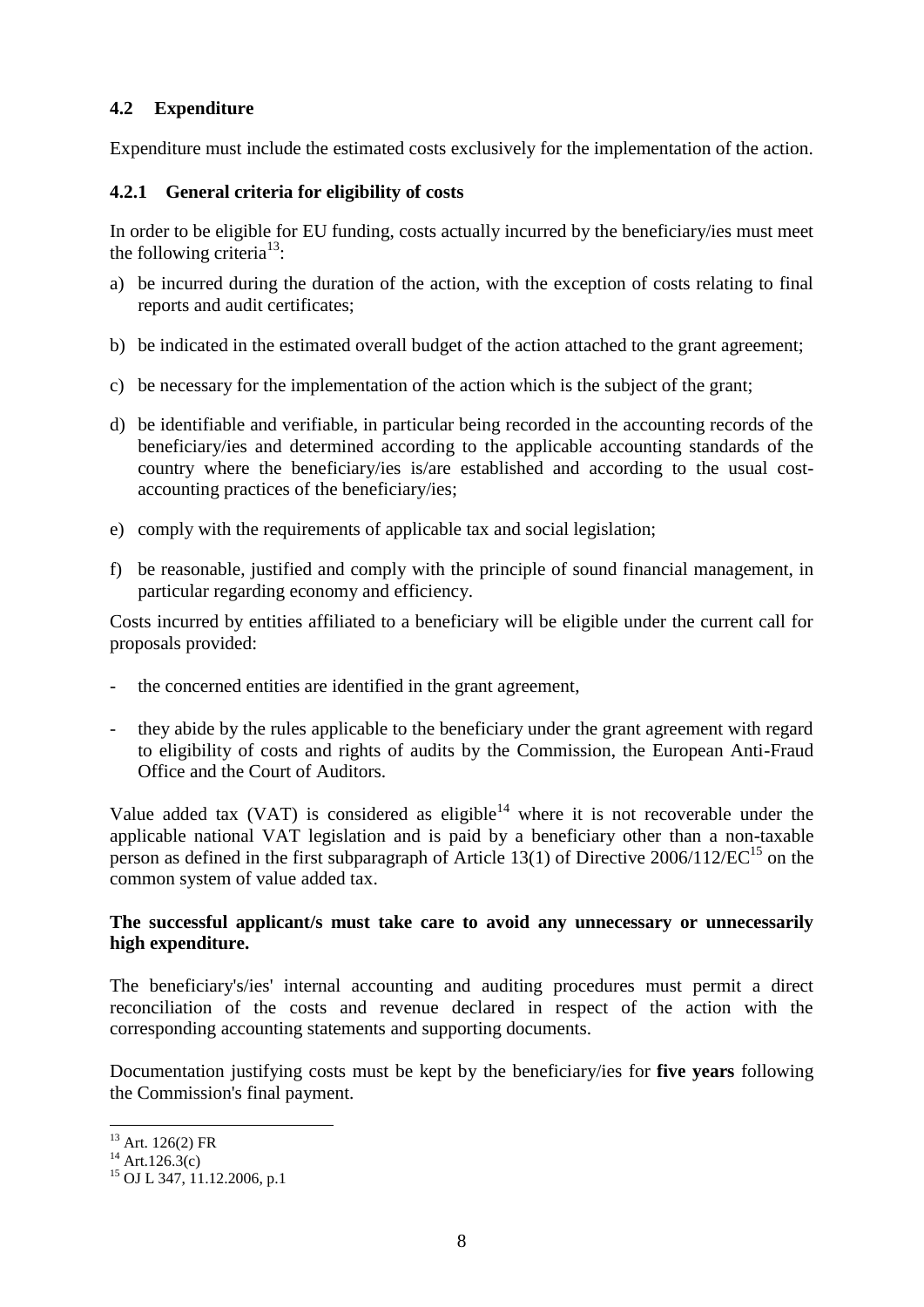## 4.2 Expenditure

Expenditure must include the estimated costs exclusively for the implementation of the action.

### 4.2.1 General criteria for eligibility of costs

In order to be eligible for EU funding, costs actually incurred by the beneficiary/ies must meet the following criteria[13]:

a) be incurred during the duration of the action, with the exception of costs relating to final reports and audit certificates;

b) be indicated in the estimated overall budget of the action attached to the grant agreement;

c) be necessary for the implementation of the action which is the subject of the grant;

d) be identifiable and verifiable, in particular being recorded in the accounting records of the beneficiary/ies and determined according to the applicable accounting standards of the country where the beneficiary/ies is/are established and according to the usual cost-accounting practices of the beneficiary/ies;

e) comply with the requirements of applicable tax and social legislation;

f) be reasonable, justified and comply with the principle of sound financial management, in particular regarding economy and efficiency.

Costs incurred by entities affiliated to a beneficiary will be eligible under the current call for proposals provided:

- the concerned entities are identified in the grant agreement,
- they abide by the rules applicable to the beneficiary under the grant agreement with regard to eligibility of costs and rights of audits by the Commission, the European Anti-Fraud Office and the Court of Auditors.

Value added tax (VAT) is considered as eligible[14] where it is not recoverable under the applicable national VAT legislation and is paid by a beneficiary other than a non-taxable person as defined in the first subparagraph of Article 13(1) of Directive 2006/112/EC[15] on the common system of value added tax.

**The successful applicant/s must take care to avoid any unnecessary or unnecessarily high expenditure.**

The beneficiary's/ies' internal accounting and auditing procedures must permit a direct reconciliation of the costs and revenue declared in respect of the action with the corresponding accounting statements and supporting documents.

Documentation justifying costs must be kept by the beneficiary/ies for **five years** following the Commission's final payment.

[13] Art. 126(2) FR

[14] Art.126.3(c)

[15] OJ L 347, 11.12.2006, p.1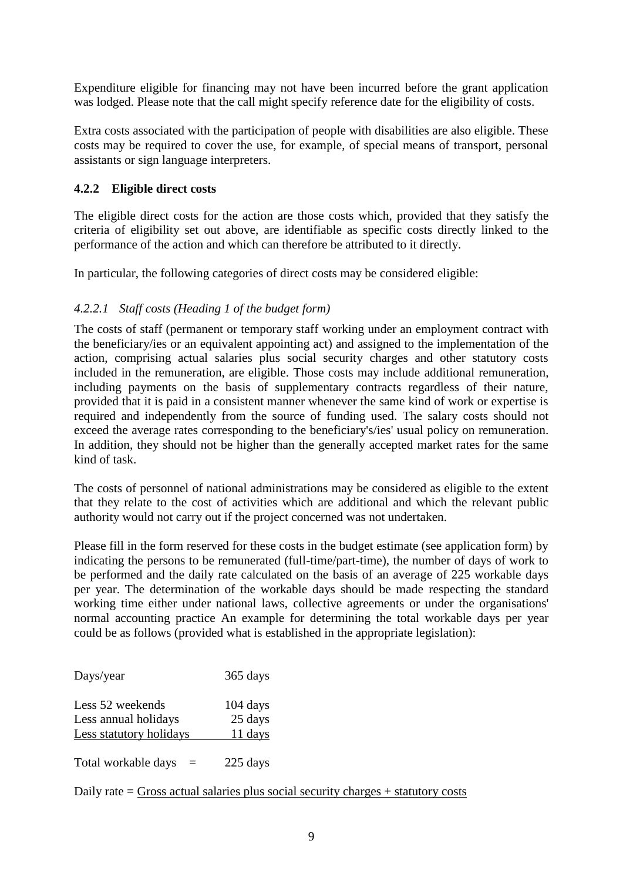Expenditure eligible for financing may not have been incurred before the grant application was lodged. Please note that the call might specify reference date for the eligibility of costs.

Extra costs associated with the participation of people with disabilities are also eligible. These costs may be required to cover the use, for example, of special means of transport, personal assistants or sign language interpreters.

### 4.2.2 Eligible direct costs

The eligible direct costs for the action are those costs which, provided that they satisfy the criteria of eligibility set out above, are identifiable as specific costs directly linked to the performance of the action and which can therefore be attributed to it directly.

In particular, the following categories of direct costs may be considered eligible:

#### *4.2.2.1 Staff costs (Heading 1 of the budget form)*

The costs of staff (permanent or temporary staff working under an employment contract with the beneficiary/ies or an equivalent appointing act) and assigned to the implementation of the action, comprising actual salaries plus social security charges and other statutory costs included in the remuneration, are eligible. Those costs may include additional remuneration, including payments on the basis of supplementary contracts regardless of their nature, provided that it is paid in a consistent manner whenever the same kind of work or expertise is required and independently from the source of funding used. The salary costs should not exceed the average rates corresponding to the beneficiary's/ies' usual policy on remuneration. In addition, they should not be higher than the generally accepted market rates for the same kind of task.

The costs of personnel of national administrations may be considered as eligible to the extent that they relate to the cost of activities which are additional and which the relevant public authority would not carry out if the project concerned was not undertaken.

Please fill in the form reserved for these costs in the budget estimate (see application form) by indicating the persons to be remunerated (full-time/part-time), the number of days of work to be performed and the daily rate calculated on the basis of an average of 225 workable days per year. The determination of the workable days should be made respecting the standard working time either under national laws, collective agreements or under the organisations' normal accounting practice An example for determining the total workable days per year could be as follows (provided what is established in the appropriate legislation):

| | |
|---|---|
| Days/year | 365 days |
| Less 52 weekends | 104 days |
| Less annual holidays | 25 days |
| Less statutory holidays | 11 days |
| Total workable days = | 225 days |

Daily rate = Gross actual salaries plus social security charges + statutory costs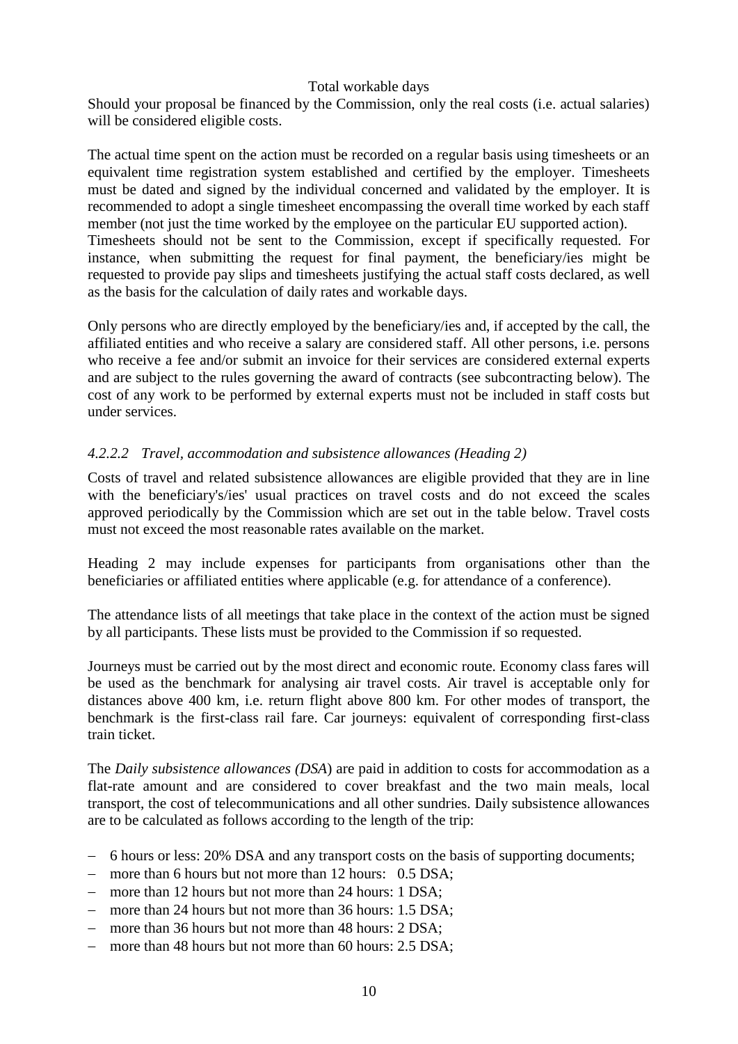Total workable days

Should your proposal be financed by the Commission, only the real costs (i.e. actual salaries) will be considered eligible costs.

The actual time spent on the action must be recorded on a regular basis using timesheets or an equivalent time registration system established and certified by the employer. Timesheets must be dated and signed by the individual concerned and validated by the employer. It is recommended to adopt a single timesheet encompassing the overall time worked by each staff member (not just the time worked by the employee on the particular EU supported action). Timesheets should not be sent to the Commission, except if specifically requested. For instance, when submitting the request for final payment, the beneficiary/ies might be requested to provide pay slips and timesheets justifying the actual staff costs declared, as well as the basis for the calculation of daily rates and workable days.

Only persons who are directly employed by the beneficiary/ies and, if accepted by the call, the affiliated entities and who receive a salary are considered staff. All other persons, i.e. persons who receive a fee and/or submit an invoice for their services are considered external experts and are subject to the rules governing the award of contracts (see subcontracting below). The cost of any work to be performed by external experts must not be included in staff costs but under services.

#### *4.2.2.2 Travel, accommodation and subsistence allowances (Heading 2)*

Costs of travel and related subsistence allowances are eligible provided that they are in line with the beneficiary's/ies' usual practices on travel costs and do not exceed the scales approved periodically by the Commission which are set out in the table below. Travel costs must not exceed the most reasonable rates available on the market.

Heading 2 may include expenses for participants from organisations other than the beneficiaries or affiliated entities where applicable (e.g. for attendance of a conference).

The attendance lists of all meetings that take place in the context of the action must be signed by all participants. These lists must be provided to the Commission if so requested.

Journeys must be carried out by the most direct and economic route. Economy class fares will be used as the benchmark for analysing air travel costs. Air travel is acceptable only for distances above 400 km, i.e. return flight above 800 km. For other modes of transport, the benchmark is the first-class rail fare. Car journeys: equivalent of corresponding first-class train ticket.

The *Daily subsistence allowances (DSA*) are paid in addition to costs for accommodation as a flat-rate amount and are considered to cover breakfast and the two main meals, local transport, the cost of telecommunications and all other sundries. Daily subsistence allowances are to be calculated as follows according to the length of the trip:

- 6 hours or less: 20% DSA and any transport costs on the basis of supporting documents;
- more than 6 hours but not more than 12 hours: 0.5 DSA;
- more than 12 hours but not more than 24 hours: 1 DSA;
- more than 24 hours but not more than 36 hours: 1.5 DSA;
- more than 36 hours but not more than 48 hours: 2 DSA;
- more than 48 hours but not more than 60 hours: 2.5 DSA;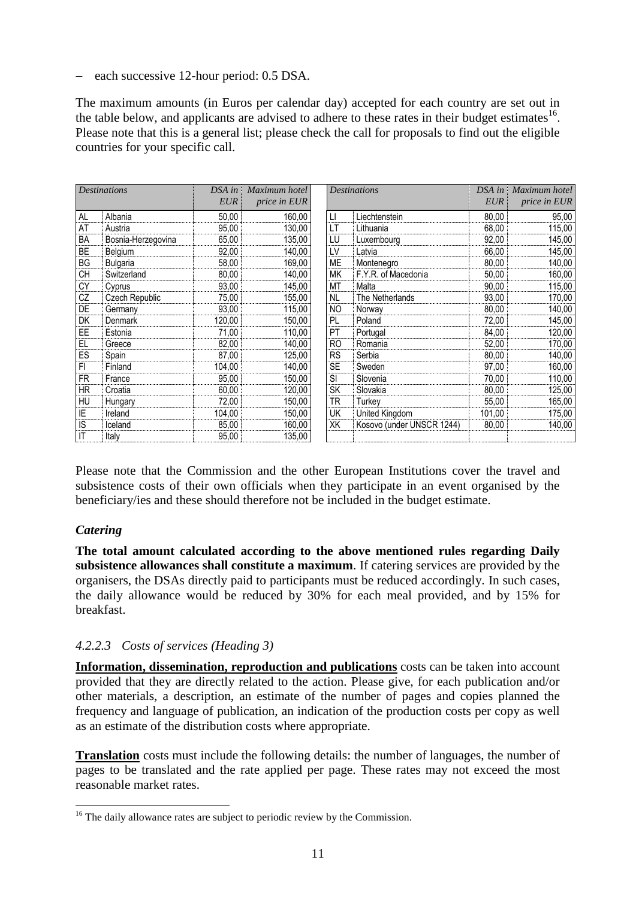- each successive 12-hour period: 0.5 DSA.

The maximum amounts (in Euros per calendar day) accepted for each country are set out in the table below, and applicants are advised to adhere to these rates in their budget estimates[16]. Please note that this is a general list; please check the call for proposals to find out the eligible countries for your specific call.

| *Destinations* | | *DSA in EUR* | *Maximum hotel price in EUR* | *Destinations* | | *DSA in EUR* | *Maximum hotel price in EUR* |
|---|---|---|---|---|---|---|---|
| AL | Albania | 50,00 | 160,00 | LI | Liechtenstein | 80,00 | 95,00 |
| AT | Austria | 95,00 | 130,00 | LT | Lithuania | 68,00 | 115,00 |
| BA | Bosnia-Herzegovina | 65,00 | 135,00 | LU | Luxembourg | 92,00 | 145,00 |
| BE | Belgium | 92,00 | 140,00 | LV | Latvia | 66,00 | 145,00 |
| BG | Bulgaria | 58,00 | 169,00 | ME | Montenegro | 80,00 | 140,00 |
| CH | Switzerland | 80,00 | 140,00 | MK | F.Y.R. of Macedonia | 50,00 | 160,00 |
| CY | Cyprus | 93,00 | 145,00 | MT | Malta | 90,00 | 115,00 |
| CZ | Czech Republic | 75,00 | 155,00 | NL | The Netherlands | 93,00 | 170,00 |
| DE | Germany | 93,00 | 115,00 | NO | Norway | 80,00 | 140,00 |
| DK | Denmark | 120,00 | 150,00 | PL | Poland | 72,00 | 145,00 |
| EE | Estonia | 71,00 | 110,00 | PT | Portugal | 84,00 | 120,00 |
| EL | Greece | 82,00 | 140,00 | RO | Romania | 52,00 | 170,00 |
| ES | Spain | 87,00 | 125,00 | RS | Serbia | 80,00 | 140,00 |
| FI | Finland | 104,00 | 140,00 | SE | Sweden | 97,00 | 160,00 |
| FR | France | 95,00 | 150,00 | SI | Slovenia | 70,00 | 110,00 |
| HR | Croatia | 60,00 | 120,00 | SK | Slovakia | 80,00 | 125,00 |
| HU | Hungary | 72,00 | 150,00 | TR | Turkey | 55,00 | 165,00 |
| IE | Ireland | 104,00 | 150,00 | UK | United Kingdom | 101,00 | 175,00 |
| IS | Iceland | 85,00 | 160,00 | XK | Kosovo (under UNSCR 1244) | 80,00 | 140,00 |
| IT | Italy | 95,00 | 135,00 | | | | |

Please note that the Commission and the other European Institutions cover the travel and subsistence costs of their own officials when they participate in an event organised by the beneficiary/ies and these should therefore not be included in the budget estimate.

### *Catering*

**The total amount calculated according to the above mentioned rules regarding Daily subsistence allowances shall constitute a maximum**. If catering services are provided by the organisers, the DSAs directly paid to participants must be reduced accordingly. In such cases, the daily allowance would be reduced by 30% for each meal provided, and by 15% for breakfast.

#### *4.2.2.3 Costs of services (Heading 3)*

**Information, dissemination, reproduction and publications** costs can be taken into account provided that they are directly related to the action. Please give, for each publication and/or other materials, a description, an estimate of the number of pages and copies planned the frequency and language of publication, an indication of the production costs per copy as well as an estimate of the distribution costs where appropriate.

**Translation** costs must include the following details: the number of languages, the number of pages to be translated and the rate applied per page. These rates may not exceed the most reasonable market rates.

[16] The daily allowance rates are subject to periodic review by the Commission.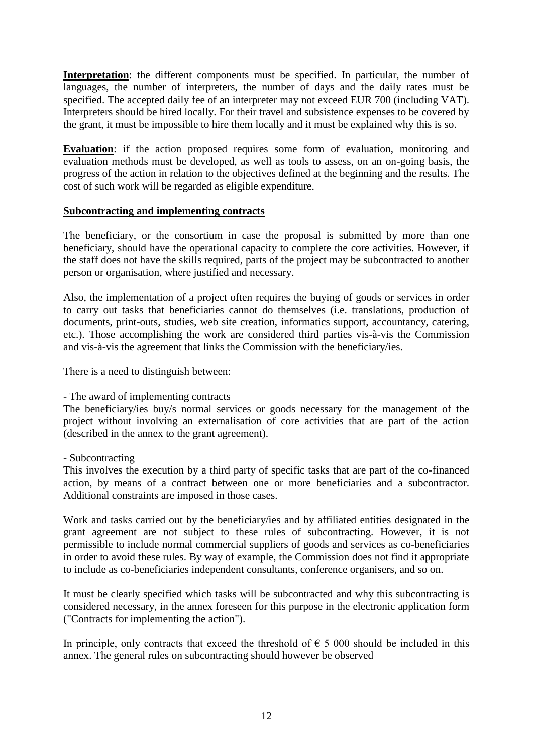**Interpretation**: the different components must be specified. In particular, the number of languages, the number of interpreters, the number of days and the daily rates must be specified. The accepted daily fee of an interpreter may not exceed EUR 700 (including VAT). Interpreters should be hired locally. For their travel and subsistence expenses to be covered by the grant, it must be impossible to hire them locally and it must be explained why this is so.

**Evaluation**: if the action proposed requires some form of evaluation, monitoring and evaluation methods must be developed, as well as tools to assess, on an on-going basis, the progress of the action in relation to the objectives defined at the beginning and the results. The cost of such work will be regarded as eligible expenditure.

**Subcontracting and implementing contracts**

The beneficiary, or the consortium in case the proposal is submitted by more than one beneficiary, should have the operational capacity to complete the core activities. However, if the staff does not have the skills required, parts of the project may be subcontracted to another person or organisation, where justified and necessary.

Also, the implementation of a project often requires the buying of goods or services in order to carry out tasks that beneficiaries cannot do themselves (i.e. translations, production of documents, print-outs, studies, web site creation, informatics support, accountancy, catering, etc.). Those accomplishing the work are considered third parties vis-à-vis the Commission and vis-à-vis the agreement that links the Commission with the beneficiary/ies.

There is a need to distinguish between:

- The award of implementing contracts

The beneficiary/ies buy/s normal services or goods necessary for the management of the project without involving an externalisation of core activities that are part of the action (described in the annex to the grant agreement).

- Subcontracting

This involves the execution by a third party of specific tasks that are part of the co-financed action, by means of a contract between one or more beneficiaries and a subcontractor. Additional constraints are imposed in those cases.

Work and tasks carried out by the beneficiary/ies and by affiliated entities designated in the grant agreement are not subject to these rules of subcontracting. However, it is not permissible to include normal commercial suppliers of goods and services as co-beneficiaries in order to avoid these rules. By way of example, the Commission does not find it appropriate to include as co-beneficiaries independent consultants, conference organisers, and so on.

It must be clearly specified which tasks will be subcontracted and why this subcontracting is considered necessary, in the annex foreseen for this purpose in the electronic application form ("Contracts for implementing the action").

In principle, only contracts that exceed the threshold of € 5 000 should be included in this annex. The general rules on subcontracting should however be observed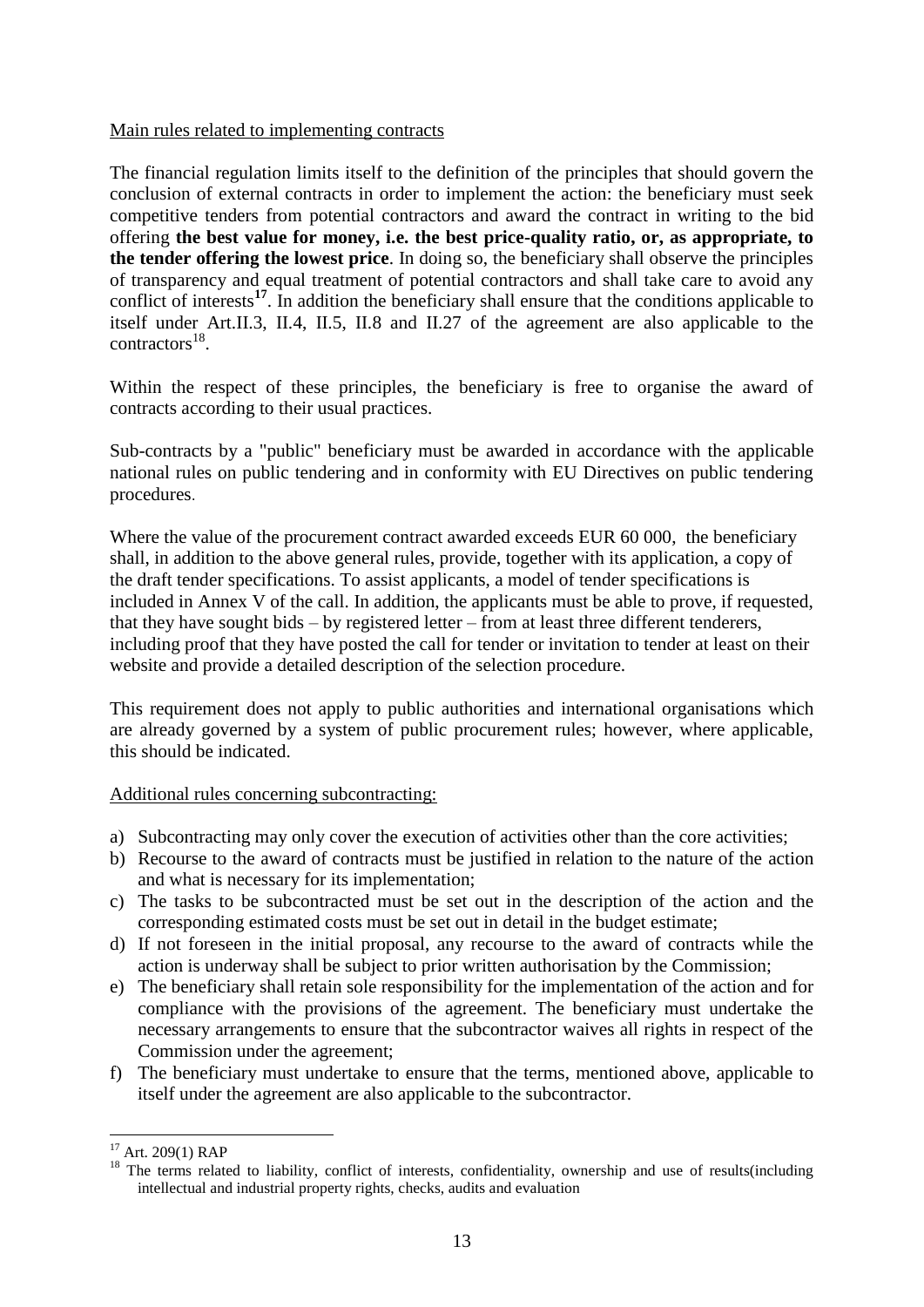Main rules related to implementing contracts

The financial regulation limits itself to the definition of the principles that should govern the conclusion of external contracts in order to implement the action: the beneficiary must seek competitive tenders from potential contractors and award the contract in writing to the bid offering **the best value for money, i.e. the best price-quality ratio, or, as appropriate, to the tender offering the lowest price**. In doing so, the beneficiary shall observe the principles of transparency and equal treatment of potential contractors and shall take care to avoid any conflict of interests[17]. In addition the beneficiary shall ensure that the conditions applicable to itself under Art.II.3, II.4, II.5, II.8 and II.27 of the agreement are also applicable to the contractors[18].

Within the respect of these principles, the beneficiary is free to organise the award of contracts according to their usual practices.

Sub-contracts by a "public" beneficiary must be awarded in accordance with the applicable national rules on public tendering and in conformity with EU Directives on public tendering procedures.

Where the value of the procurement contract awarded exceeds EUR 60 000, the beneficiary shall, in addition to the above general rules, provide, together with its application, a copy of the draft tender specifications. To assist applicants, a model of tender specifications is included in Annex V of the call. In addition, the applicants must be able to prove, if requested, that they have sought bids – by registered letter – from at least three different tenderers, including proof that they have posted the call for tender or invitation to tender at least on their website and provide a detailed description of the selection procedure.

This requirement does not apply to public authorities and international organisations which are already governed by a system of public procurement rules; however, where applicable, this should be indicated.

Additional rules concerning subcontracting:

a) Subcontracting may only cover the execution of activities other than the core activities;
b) Recourse to the award of contracts must be justified in relation to the nature of the action and what is necessary for its implementation;
c) The tasks to be subcontracted must be set out in the description of the action and the corresponding estimated costs must be set out in detail in the budget estimate;
d) If not foreseen in the initial proposal, any recourse to the award of contracts while the action is underway shall be subject to prior written authorisation by the Commission;
e) The beneficiary shall retain sole responsibility for the implementation of the action and for compliance with the provisions of the agreement. The beneficiary must undertake the necessary arrangements to ensure that the subcontractor waives all rights in respect of the Commission under the agreement;
f) The beneficiary must undertake to ensure that the terms, mentioned above, applicable to itself under the agreement are also applicable to the subcontractor.

---

[17] Art. 209(1) RAP

[18] The terms related to liability, conflict of interests, confidentiality, ownership and use of results(including intellectual and industrial property rights, checks, audits and evaluation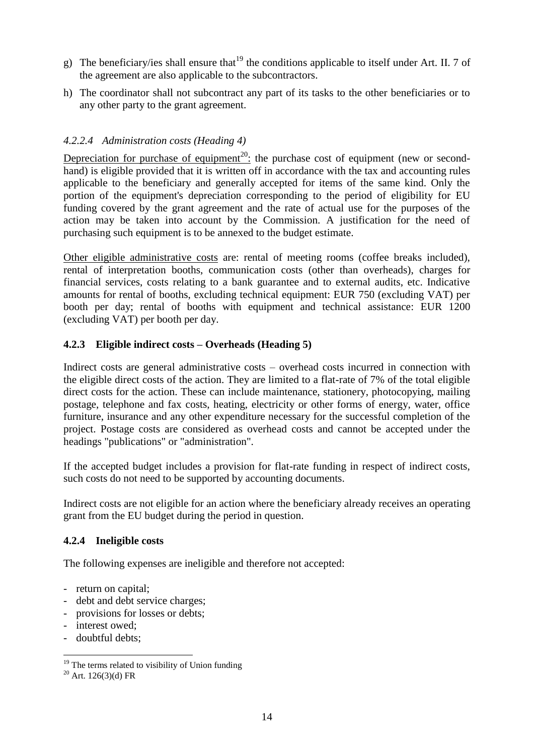g) The beneficiary/ies shall ensure that[19] the conditions applicable to itself under Art. II. 7 of the agreement are also applicable to the subcontractors.

h) The coordinator shall not subcontract any part of its tasks to the other beneficiaries or to any other party to the grant agreement.

#### *4.2.2.4 Administration costs (Heading 4)*

Depreciation for purchase of equipment[20]: the purchase cost of equipment (new or second-hand) is eligible provided that it is written off in accordance with the tax and accounting rules applicable to the beneficiary and generally accepted for items of the same kind. Only the portion of the equipment's depreciation corresponding to the period of eligibility for EU funding covered by the grant agreement and the rate of actual use for the purposes of the action may be taken into account by the Commission. A justification for the need of purchasing such equipment is to be annexed to the budget estimate.

Other eligible administrative costs are: rental of meeting rooms (coffee breaks included), rental of interpretation booths, communication costs (other than overheads), charges for financial services, costs relating to a bank guarantee and to external audits, etc. Indicative amounts for rental of booths, excluding technical equipment: EUR 750 (excluding VAT) per booth per day; rental of booths with equipment and technical assistance: EUR 1200 (excluding VAT) per booth per day.

### **4.2.3 Eligible indirect costs – Overheads (Heading 5)**

Indirect costs are general administrative costs – overhead costs incurred in connection with the eligible direct costs of the action. They are limited to a flat-rate of 7% of the total eligible direct costs for the action. These can include maintenance, stationery, photocopying, mailing postage, telephone and fax costs, heating, electricity or other forms of energy, water, office furniture, insurance and any other expenditure necessary for the successful completion of the project. Postage costs are considered as overhead costs and cannot be accepted under the headings "publications" or "administration".

If the accepted budget includes a provision for flat-rate funding in respect of indirect costs, such costs do not need to be supported by accounting documents.

Indirect costs are not eligible for an action where the beneficiary already receives an operating grant from the EU budget during the period in question.

### **4.2.4 Ineligible costs**

The following expenses are ineligible and therefore not accepted:

- return on capital;
- debt and debt service charges;
- provisions for losses or debts;
- interest owed;
- doubtful debts;

[19] The terms related to visibility of Union funding

[20] Art. 126(3)(d) FR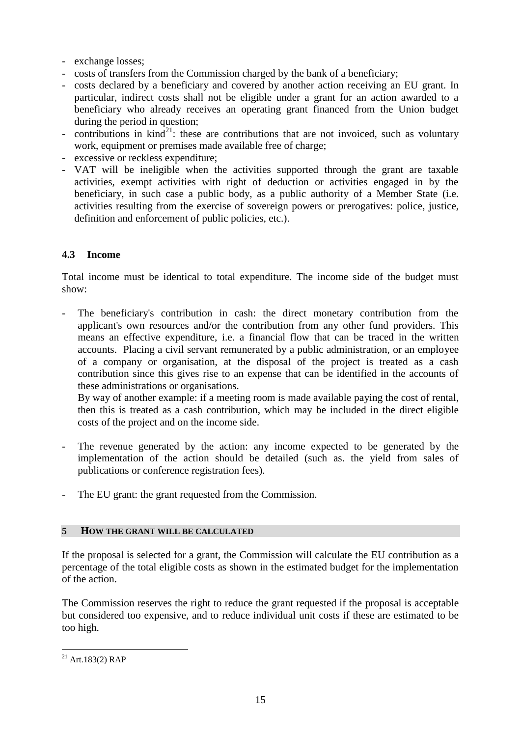- exchange losses;
- costs of transfers from the Commission charged by the bank of a beneficiary;
- costs declared by a beneficiary and covered by another action receiving an EU grant. In particular, indirect costs shall not be eligible under a grant for an action awarded to a beneficiary who already receives an operating grant financed from the Union budget during the period in question;
- contributions in kind[21]: these are contributions that are not invoiced, such as voluntary work, equipment or premises made available free of charge;
- excessive or reckless expenditure;
- VAT will be ineligible when the activities supported through the grant are taxable activities, exempt activities with right of deduction or activities engaged in by the beneficiary, in such case a public body, as a public authority of a Member State (i.e. activities resulting from the exercise of sovereign powers or prerogatives: police, justice, definition and enforcement of public policies, etc.).

### 4.3 Income

Total income must be identical to total expenditure. The income side of the budget must show:

- The beneficiary's contribution in cash: the direct monetary contribution from the applicant's own resources and/or the contribution from any other fund providers. This means an effective expenditure, i.e. a financial flow that can be traced in the written accounts. Placing a civil servant remunerated by a public administration, or an employee of a company or organisation, at the disposal of the project is treated as a cash contribution since this gives rise to an expense that can be identified in the accounts of these administrations or organisations.
  By way of another example: if a meeting room is made available paying the cost of rental, then this is treated as a cash contribution, which may be included in the direct eligible costs of the project and on the income side.

- The revenue generated by the action: any income expected to be generated by the implementation of the action should be detailed (such as. the yield from sales of publications or conference registration fees).

- The EU grant: the grant requested from the Commission.

## 5 HOW THE GRANT WILL BE CALCULATED

If the proposal is selected for a grant, the Commission will calculate the EU contribution as a percentage of the total eligible costs as shown in the estimated budget for the implementation of the action.

The Commission reserves the right to reduce the grant requested if the proposal is acceptable but considered too expensive, and to reduce individual unit costs if these are estimated to be too high.

---

[21] Art.183(2) RAP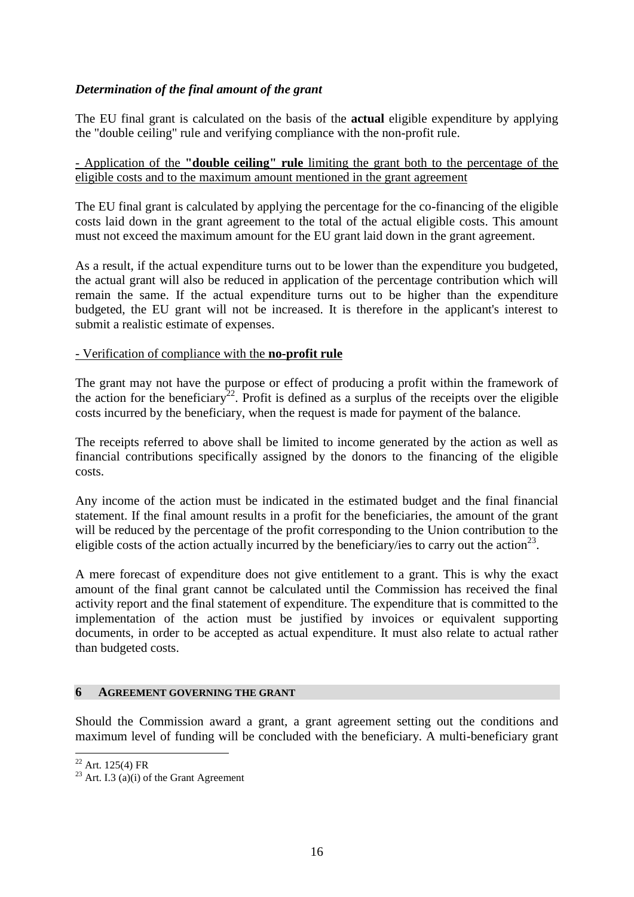***Determination of the final amount of the grant***

The EU final grant is calculated on the basis of the **actual** eligible expenditure by applying the "double ceiling" rule and verifying compliance with the non-profit rule.

- Application of the **"double ceiling" rule** limiting the grant both to the percentage of the eligible costs and to the maximum amount mentioned in the grant agreement

The EU final grant is calculated by applying the percentage for the co-financing of the eligible costs laid down in the grant agreement to the total of the actual eligible costs. This amount must not exceed the maximum amount for the EU grant laid down in the grant agreement.

As a result, if the actual expenditure turns out to be lower than the expenditure you budgeted, the actual grant will also be reduced in application of the percentage contribution which will remain the same. If the actual expenditure turns out to be higher than the expenditure budgeted, the EU grant will not be increased. It is therefore in the applicant's interest to submit a realistic estimate of expenses.

- Verification of compliance with the **no-profit rule**

The grant may not have the purpose or effect of producing a profit within the framework of the action for the beneficiary[22]. Profit is defined as a surplus of the receipts over the eligible costs incurred by the beneficiary, when the request is made for payment of the balance.

The receipts referred to above shall be limited to income generated by the action as well as financial contributions specifically assigned by the donors to the financing of the eligible costs.

Any income of the action must be indicated in the estimated budget and the final financial statement. If the final amount results in a profit for the beneficiaries, the amount of the grant will be reduced by the percentage of the profit corresponding to the Union contribution to the eligible costs of the action actually incurred by the beneficiary/ies to carry out the action[23].

A mere forecast of expenditure does not give entitlement to a grant. This is why the exact amount of the final grant cannot be calculated until the Commission has received the final activity report and the final statement of expenditure. The expenditure that is committed to the implementation of the action must be justified by invoices or equivalent supporting documents, in order to be accepted as actual expenditure. It must also relate to actual rather than budgeted costs.

## 6 AGREEMENT GOVERNING THE GRANT

Should the Commission award a grant, a grant agreement setting out the conditions and maximum level of funding will be concluded with the beneficiary. A multi-beneficiary grant

[22] Art. 125(4) FR

[23] Art. I.3 (a)(i) of the Grant Agreement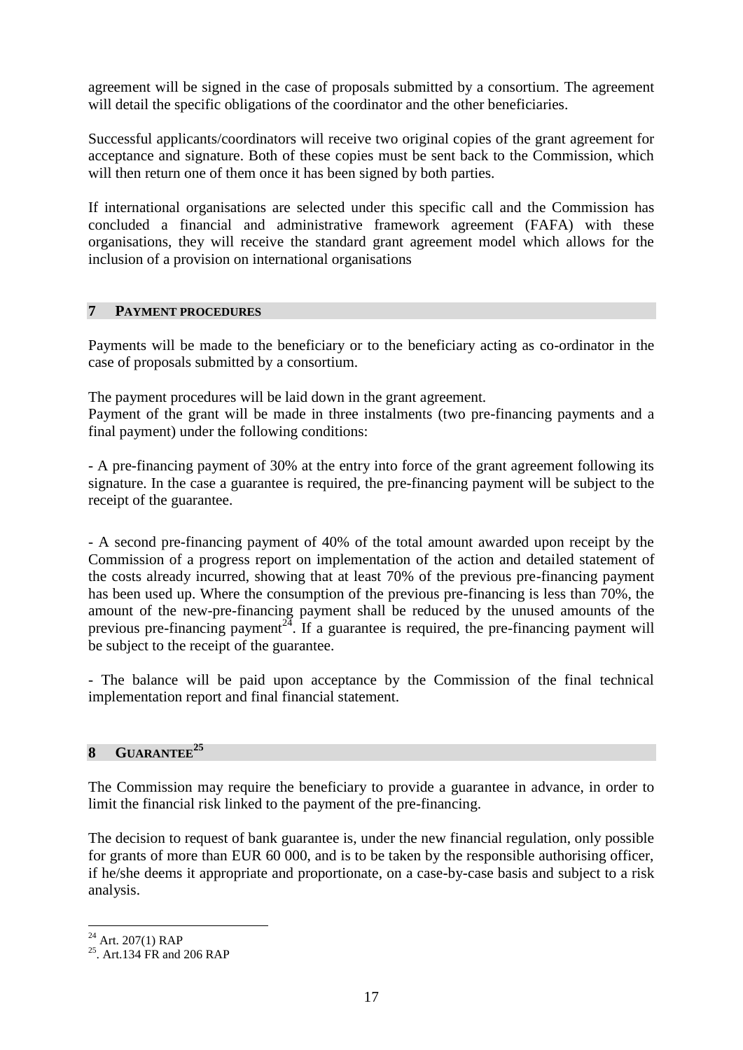agreement will be signed in the case of proposals submitted by a consortium. The agreement will detail the specific obligations of the coordinator and the other beneficiaries.

Successful applicants/coordinators will receive two original copies of the grant agreement for acceptance and signature. Both of these copies must be sent back to the Commission, which will then return one of them once it has been signed by both parties.

If international organisations are selected under this specific call and the Commission has concluded a financial and administrative framework agreement (FAFA) with these organisations, they will receive the standard grant agreement model which allows for the inclusion of a provision on international organisations

## 7 PAYMENT PROCEDURES

Payments will be made to the beneficiary or to the beneficiary acting as co-ordinator in the case of proposals submitted by a consortium.

The payment procedures will be laid down in the grant agreement.
Payment of the grant will be made in three instalments (two pre-financing payments and a final payment) under the following conditions:

- A pre-financing payment of 30% at the entry into force of the grant agreement following its signature. In the case a guarantee is required, the pre-financing payment will be subject to the receipt of the guarantee.

- A second pre-financing payment of 40% of the total amount awarded upon receipt by the Commission of a progress report on implementation of the action and detailed statement of the costs already incurred, showing that at least 70% of the previous pre-financing payment has been used up. Where the consumption of the previous pre-financing is less than 70%, the amount of the new-pre-financing payment shall be reduced by the unused amounts of the previous pre-financing payment[24]. If a guarantee is required, the pre-financing payment will be subject to the receipt of the guarantee.

- The balance will be paid upon acceptance by the Commission of the final technical implementation report and final financial statement.

## 8 GUARANTEE[25]

The Commission may require the beneficiary to provide a guarantee in advance, in order to limit the financial risk linked to the payment of the pre-financing.

The decision to request of bank guarantee is, under the new financial regulation, only possible for grants of more than EUR 60 000, and is to be taken by the responsible authorising officer, if he/she deems it appropriate and proportionate, on a case-by-case basis and subject to a risk analysis.

---

[24] Art. 207(1) RAP

[25]. Art.134 FR and 206 RAP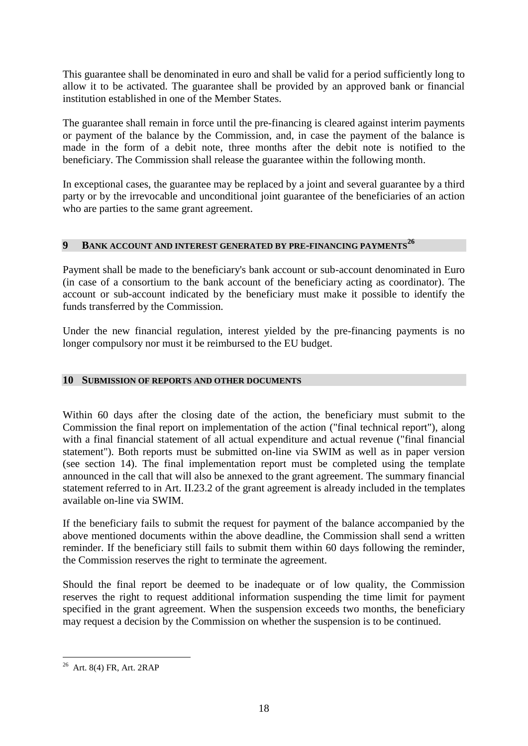This guarantee shall be denominated in euro and shall be valid for a period sufficiently long to allow it to be activated. The guarantee shall be provided by an approved bank or financial institution established in one of the Member States.

The guarantee shall remain in force until the pre-financing is cleared against interim payments or payment of the balance by the Commission, and, in case the payment of the balance is made in the form of a debit note, three months after the debit note is notified to the beneficiary. The Commission shall release the guarantee within the following month.

In exceptional cases, the guarantee may be replaced by a joint and several guarantee by a third party or by the irrevocable and unconditional joint guarantee of the beneficiaries of an action who are parties to the same grant agreement.

## 9 BANK ACCOUNT AND INTEREST GENERATED BY PRE-FINANCING PAYMENTS[26]

Payment shall be made to the beneficiary's bank account or sub-account denominated in Euro (in case of a consortium to the bank account of the beneficiary acting as coordinator). The account or sub-account indicated by the beneficiary must make it possible to identify the funds transferred by the Commission.

Under the new financial regulation, interest yielded by the pre-financing payments is no longer compulsory nor must it be reimbursed to the EU budget.

## 10 SUBMISSION OF REPORTS AND OTHER DOCUMENTS

Within 60 days after the closing date of the action, the beneficiary must submit to the Commission the final report on implementation of the action ("final technical report"), along with a final financial statement of all actual expenditure and actual revenue ("final financial statement"). Both reports must be submitted on-line via SWIM as well as in paper version (see section 14). The final implementation report must be completed using the template announced in the call that will also be annexed to the grant agreement. The summary financial statement referred to in Art. II.23.2 of the grant agreement is already included in the templates available on-line via SWIM.

If the beneficiary fails to submit the request for payment of the balance accompanied by the above mentioned documents within the above deadline, the Commission shall send a written reminder. If the beneficiary still fails to submit them within 60 days following the reminder, the Commission reserves the right to terminate the agreement.

Should the final report be deemed to be inadequate or of low quality, the Commission reserves the right to request additional information suspending the time limit for payment specified in the grant agreement. When the suspension exceeds two months, the beneficiary may request a decision by the Commission on whether the suspension is to be continued.

---

[26] Art. 8(4) FR, Art. 2RAP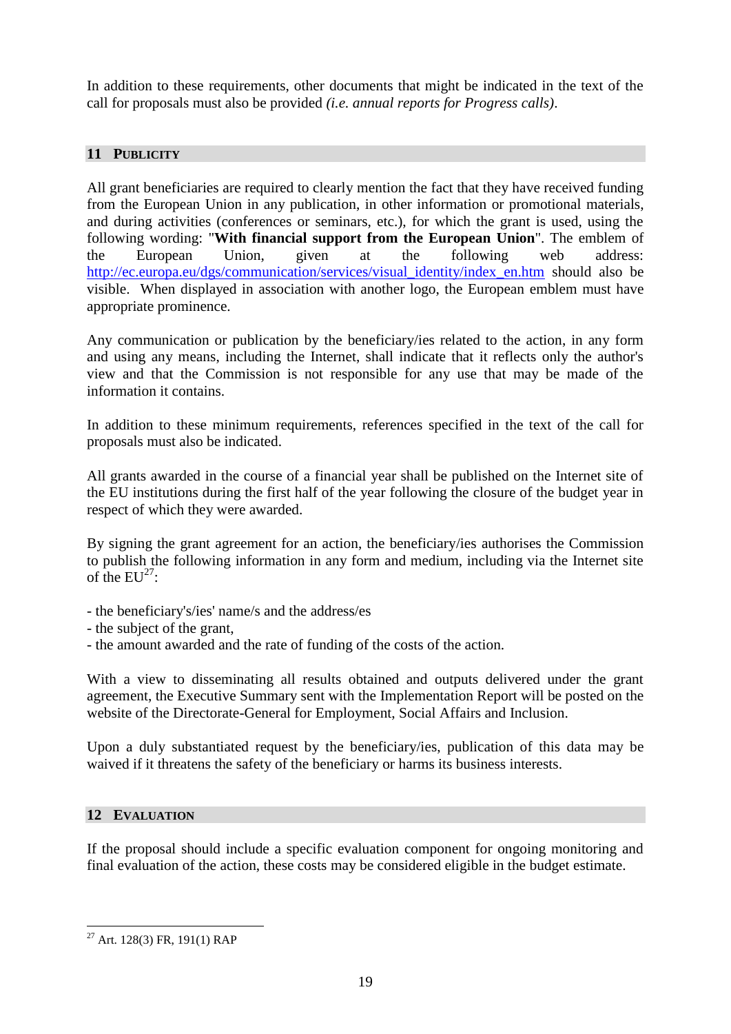In addition to these requirements, other documents that might be indicated in the text of the call for proposals must also be provided *(i.e. annual reports for Progress calls)*.

## 11 PUBLICITY

All grant beneficiaries are required to clearly mention the fact that they have received funding from the European Union in any publication, in other information or promotional materials, and during activities (conferences or seminars, etc.), for which the grant is used, using the following wording: "**With financial support from the European Union**". The emblem of the European Union, given at the following web address: http://ec.europa.eu/dgs/communication/services/visual_identity/index_en.htm should also be visible. When displayed in association with another logo, the European emblem must have appropriate prominence.

Any communication or publication by the beneficiary/ies related to the action, in any form and using any means, including the Internet, shall indicate that it reflects only the author's view and that the Commission is not responsible for any use that may be made of the information it contains.

In addition to these minimum requirements, references specified in the text of the call for proposals must also be indicated.

All grants awarded in the course of a financial year shall be published on the Internet site of the EU institutions during the first half of the year following the closure of the budget year in respect of which they were awarded.

By signing the grant agreement for an action, the beneficiary/ies authorises the Commission to publish the following information in any form and medium, including via the Internet site of the EU[27]:

- the beneficiary's/ies' name/s and the address/es
- the subject of the grant,
- the amount awarded and the rate of funding of the costs of the action.

With a view to disseminating all results obtained and outputs delivered under the grant agreement, the Executive Summary sent with the Implementation Report will be posted on the website of the Directorate-General for Employment, Social Affairs and Inclusion.

Upon a duly substantiated request by the beneficiary/ies, publication of this data may be waived if it threatens the safety of the beneficiary or harms its business interests.

## 12 EVALUATION

If the proposal should include a specific evaluation component for ongoing monitoring and final evaluation of the action, these costs may be considered eligible in the budget estimate.

---

[27] Art. 128(3) FR, 191(1) RAP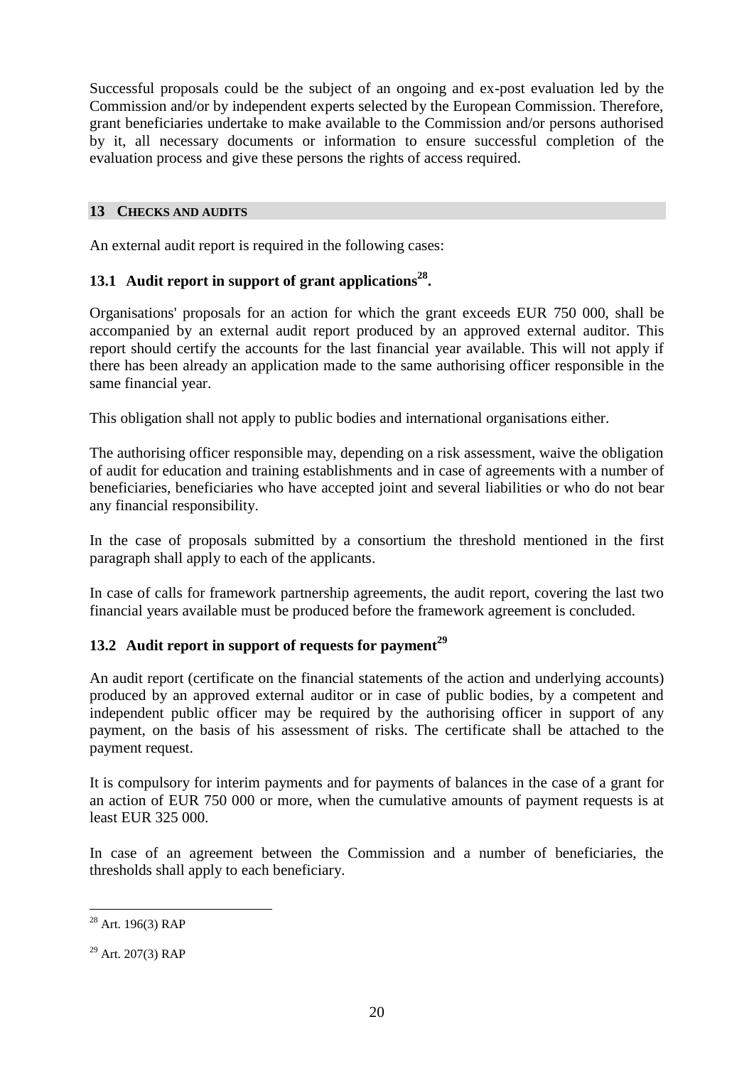Successful proposals could be the subject of an ongoing and ex-post evaluation led by the Commission and/or by independent experts selected by the European Commission. Therefore, grant beneficiaries undertake to make available to the Commission and/or persons authorised by it, all necessary documents or information to ensure successful completion of the evaluation process and give these persons the rights of access required.

## 13 CHECKS AND AUDITS

An external audit report is required in the following cases:

### 13.1 Audit report in support of grant applications[28].

Organisations' proposals for an action for which the grant exceeds EUR 750 000, shall be accompanied by an external audit report produced by an approved external auditor. This report should certify the accounts for the last financial year available. This will not apply if there has been already an application made to the same authorising officer responsible in the same financial year.

This obligation shall not apply to public bodies and international organisations either.

The authorising officer responsible may, depending on a risk assessment, waive the obligation of audit for education and training establishments and in case of agreements with a number of beneficiaries, beneficiaries who have accepted joint and several liabilities or who do not bear any financial responsibility.

In the case of proposals submitted by a consortium the threshold mentioned in the first paragraph shall apply to each of the applicants.

In case of calls for framework partnership agreements, the audit report, covering the last two financial years available must be produced before the framework agreement is concluded.

### 13.2 Audit report in support of requests for payment[29]

An audit report (certificate on the financial statements of the action and underlying accounts) produced by an approved external auditor or in case of public bodies, by a competent and independent public officer may be required by the authorising officer in support of any payment, on the basis of his assessment of risks. The certificate shall be attached to the payment request.

It is compulsory for interim payments and for payments of balances in the case of a grant for an action of EUR 750 000 or more, when the cumulative amounts of payment requests is at least EUR 325 000.

In case of an agreement between the Commission and a number of beneficiaries, the thresholds shall apply to each beneficiary.

---

[28] Art. 196(3) RAP

[29] Art. 207(3) RAP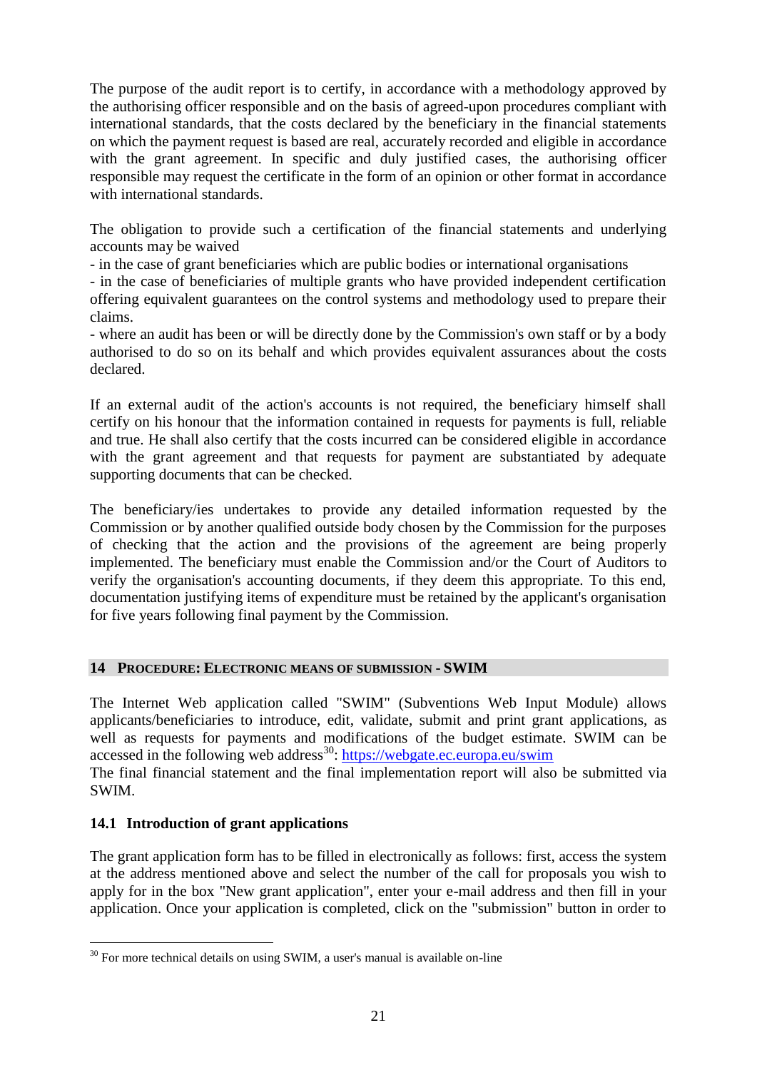The purpose of the audit report is to certify, in accordance with a methodology approved by the authorising officer responsible and on the basis of agreed-upon procedures compliant with international standards, that the costs declared by the beneficiary in the financial statements on which the payment request is based are real, accurately recorded and eligible in accordance with the grant agreement. In specific and duly justified cases, the authorising officer responsible may request the certificate in the form of an opinion or other format in accordance with international standards.

The obligation to provide such a certification of the financial statements and underlying accounts may be waived

- in the case of grant beneficiaries which are public bodies or international organisations
- in the case of beneficiaries of multiple grants who have provided independent certification offering equivalent guarantees on the control systems and methodology used to prepare their claims.
- where an audit has been or will be directly done by the Commission's own staff or by a body authorised to do so on its behalf and which provides equivalent assurances about the costs declared.

If an external audit of the action's accounts is not required, the beneficiary himself shall certify on his honour that the information contained in requests for payments is full, reliable and true. He shall also certify that the costs incurred can be considered eligible in accordance with the grant agreement and that requests for payment are substantiated by adequate supporting documents that can be checked.

The beneficiary/ies undertakes to provide any detailed information requested by the Commission or by another qualified outside body chosen by the Commission for the purposes of checking that the action and the provisions of the agreement are being properly implemented. The beneficiary must enable the Commission and/or the Court of Auditors to verify the organisation's accounting documents, if they deem this appropriate. To this end, documentation justifying items of expenditure must be retained by the applicant's organisation for five years following final payment by the Commission.

## 14 PROCEDURE: ELECTRONIC MEANS OF SUBMISSION - SWIM

The Internet Web application called "SWIM" (Subventions Web Input Module) allows applicants/beneficiaries to introduce, edit, validate, submit and print grant applications, as well as requests for payments and modifications of the budget estimate. SWIM can be accessed in the following web address[30]: https://webgate.ec.europa.eu/swim

The final financial statement and the final implementation report will also be submitted via SWIM.

### 14.1 Introduction of grant applications

The grant application form has to be filled in electronically as follows: first, access the system at the address mentioned above and select the number of the call for proposals you wish to apply for in the box "New grant application", enter your e-mail address and then fill in your application. Once your application is completed, click on the "submission" button in order to

[30] For more technical details on using SWIM, a user's manual is available on-line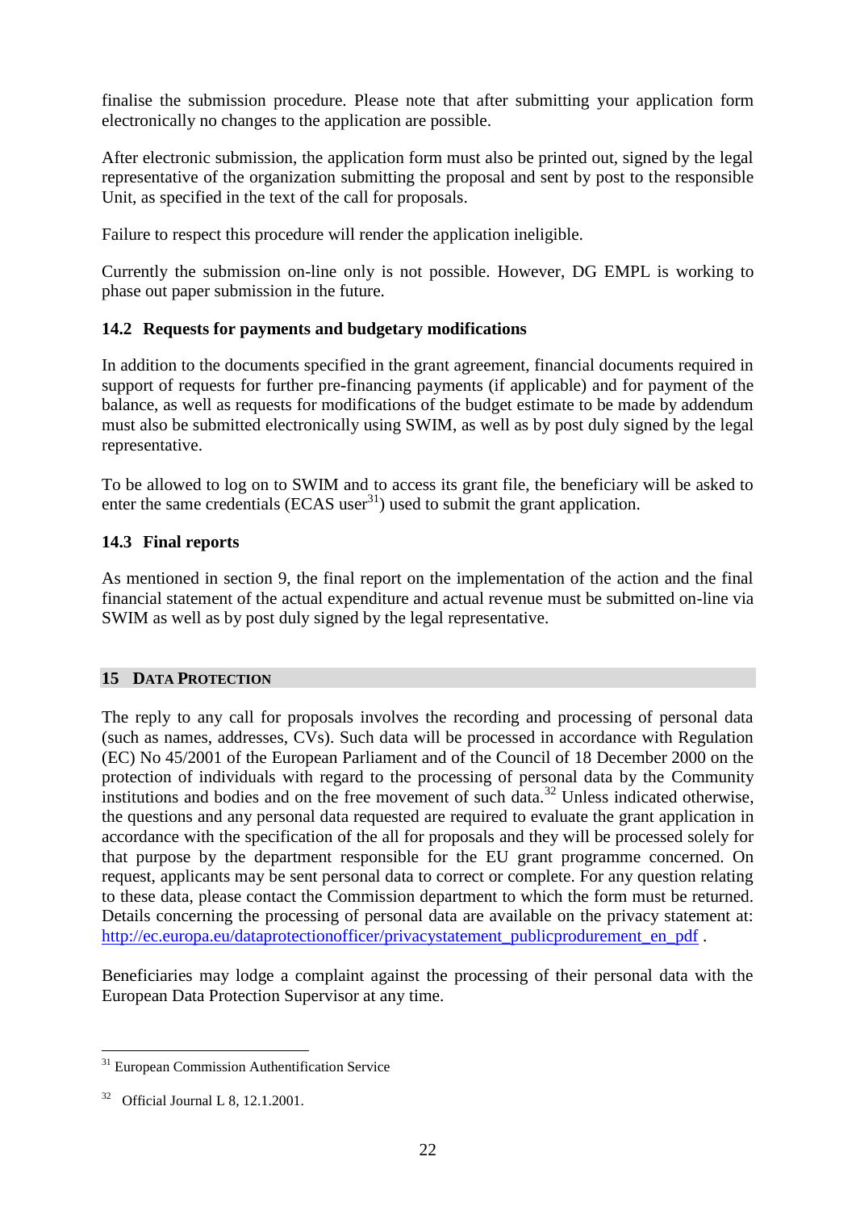finalise the submission procedure. Please note that after submitting your application form electronically no changes to the application are possible.

After electronic submission, the application form must also be printed out, signed by the legal representative of the organization submitting the proposal and sent by post to the responsible Unit, as specified in the text of the call for proposals.

Failure to respect this procedure will render the application ineligible.

Currently the submission on-line only is not possible. However, DG EMPL is working to phase out paper submission in the future.

### 14.2 Requests for payments and budgetary modifications

In addition to the documents specified in the grant agreement, financial documents required in support of requests for further pre-financing payments (if applicable) and for payment of the balance, as well as requests for modifications of the budget estimate to be made by addendum must also be submitted electronically using SWIM, as well as by post duly signed by the legal representative.

To be allowed to log on to SWIM and to access its grant file, the beneficiary will be asked to enter the same credentials (ECAS user[31]) used to submit the grant application.

### 14.3 Final reports

As mentioned in section 9, the final report on the implementation of the action and the final financial statement of the actual expenditure and actual revenue must be submitted on-line via SWIM as well as by post duly signed by the legal representative.

## 15 DATA PROTECTION

The reply to any call for proposals involves the recording and processing of personal data (such as names, addresses, CVs). Such data will be processed in accordance with Regulation (EC) No 45/2001 of the European Parliament and of the Council of 18 December 2000 on the protection of individuals with regard to the processing of personal data by the Community institutions and bodies and on the free movement of such data.[32] Unless indicated otherwise, the questions and any personal data requested are required to evaluate the grant application in accordance with the specification of the all for proposals and they will be processed solely for that purpose by the department responsible for the EU grant programme concerned. On request, applicants may be sent personal data to correct or complete. For any question relating to these data, please contact the Commission department to which the form must be returned. Details concerning the processing of personal data are available on the privacy statement at: [http://ec.europa.eu/dataprotectionofficer/privacystatement_publicprodurement_en_pdf](http://ec.europa.eu/dataprotectionofficer/privacystatement_publicprodurement_en_pdf) .

Beneficiaries may lodge a complaint against the processing of their personal data with the European Data Protection Supervisor at any time.

---

[31] European Commission Authentification Service

[32] Official Journal L 8, 12.1.2001.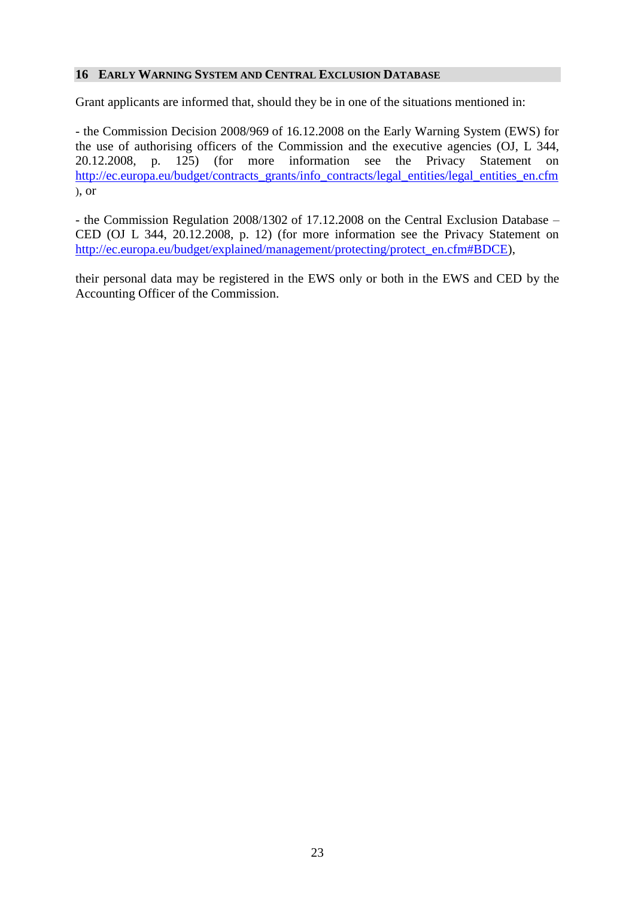## 16 EARLY WARNING SYSTEM AND CENTRAL EXCLUSION DATABASE

Grant applicants are informed that, should they be in one of the situations mentioned in:

- the Commission Decision 2008/969 of 16.12.2008 on the Early Warning System (EWS) for the use of authorising officers of the Commission and the executive agencies (OJ, L 344, 20.12.2008, p. 125) (for more information see the Privacy Statement on http://ec.europa.eu/budget/contracts_grants/info_contracts/legal_entities/legal_entities_en.cfm ), or

- the Commission Regulation 2008/1302 of 17.12.2008 on the Central Exclusion Database – CED (OJ L 344, 20.12.2008, p. 12) (for more information see the Privacy Statement on http://ec.europa.eu/budget/explained/management/protecting/protect_en.cfm#BDCE),

their personal data may be registered in the EWS only or both in the EWS and CED by the Accounting Officer of the Commission.